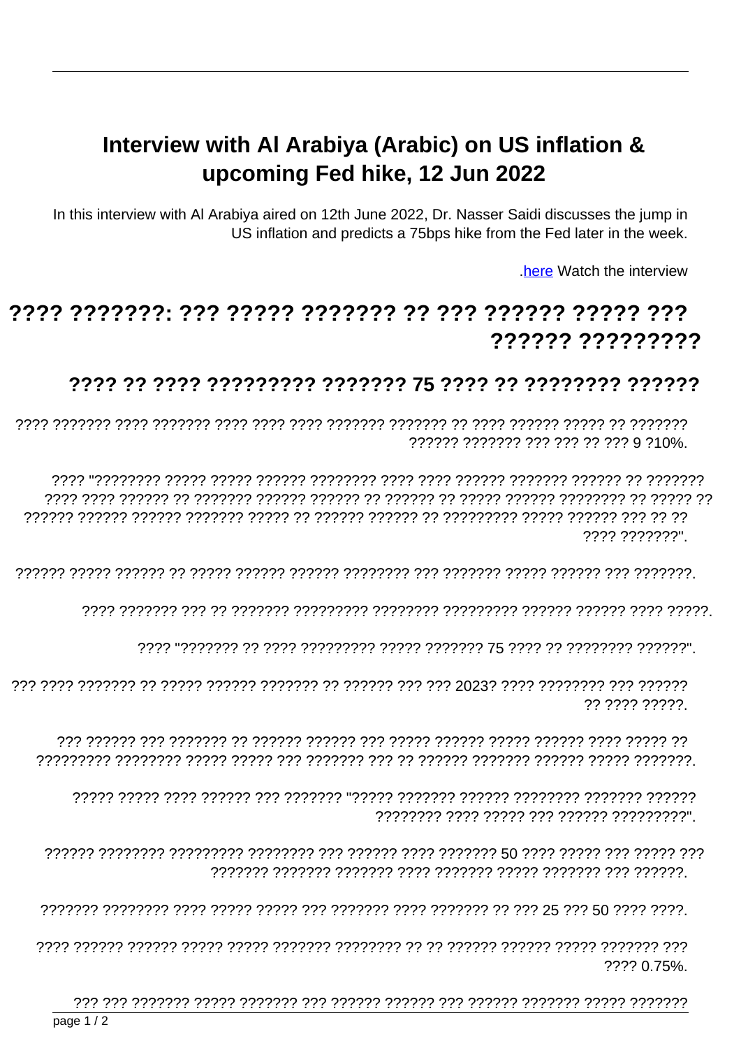# Interview with Al Arabiya (Arabic) on US inflation & upcoming Fed hike, 12 Jun 2022

In this interview with Al Arabiya aired on 12th June 2022, Dr. Nasser Saidi discusses the jump in US inflation and predicts a 75bps hike from the Fed later in the week.

.here Watch the interview

# ???? ???????: ??? ????? ??????? ?? ??? ?????? ????? ??? ?????? ?????????

## ???? ?? ???? ????????? ??????? 75 ???? ?? ???????? ??????

???? ??????? ???? ??????? ???? ???? ???? ??????? ??????? ?? ???? ?????? ????? ?? ??????? ?????? ??????? ??? ??? ?? ??? 9 ?10%.

???? "???????? ????? ????? ?????? ???????? ???? ???? ?????? ??????? ?????? ?? ??????? ???? ???? ?????? ?? ??????? ?????? ?????? ?? ?????? ?? ????? ?????? ???????? ?? ????? ?? ?????? ?????? ?????? ??????? ????? ?? ?????? ?????? ?? ????????? ????? ?????? ??? ?? ?? ???? ???????".

?????? ????? ?????? ?? ????? ?????? ?????? ???????? ??? ??????? ????? ?????? ??? ???????.

???? ??????? ??? ?? ??????? ????????? ???????? ????????? ?????? ?????? ???? ?????.

???? "??????? ?? ???? ????????? ????? ??????? 75 ???? ?? ???????? ??????".

??? ???? ??????? ?? ????? ?????? ??????? ?? ?????? ??? ??? 2023? ???? ???????? ??? ?????? ?? ???? ?????.

??? ?????? ??? ??????? ?? ?????? ?????? ??? ????? ?????? ????? ?????? ???? ????? ?? ????????? ???????? ????? ????? ??? ??????? ??? ?? ?????? ??????? ?????? ????? ???????.

????? ????? ???? ?????? ??? ??????? "????? ??????? ?????? ???????? ??????? ?????? ???????? ???? ????? ??? ?????? ?????????".

?????? ???????? ????????? ???????? ??? ?????? ???? ??????? 50 ???? ????? ??? ????? ??? ??????? ??????? ??????? ???? ??????? ????? ??????? ??? ??????.

??????? ???????? ???? ????? ????? ??? ??????? ???? ??????? ?? ??? 25 ??? 50 ???? ????.

???? ?????? ?????? ????? ????? ??????? ???????? ?? ?? ?????? ?????? ????? ??????? ??? ???? 0.75%.

??? ??? ??????? ????? ??????? ??? ?????? ?????? ??? ?????? ??????? ????? ???????